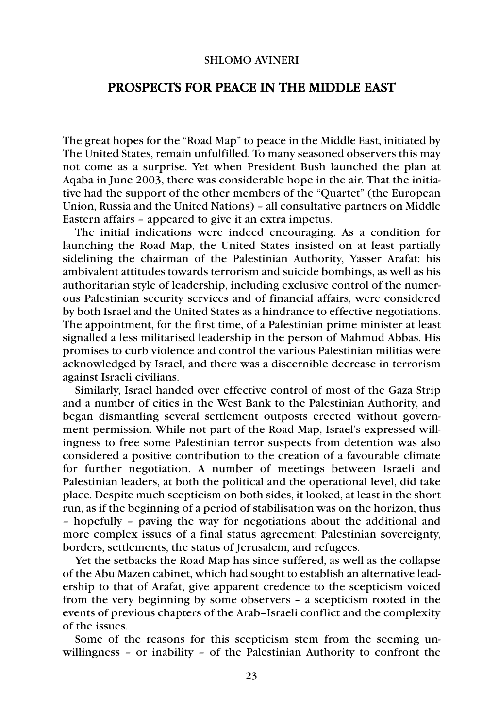SHLOMO AVINERI

# PROSPECTS FOR PEACE IN THE MIDDLE EAST

The great hopes for the "Road Map" to peace in the Middle East, initiated by The United States, remain unfulfilled. To many seasoned observers this may not come as a surprise. Yet when President Bush launched the plan at Aqaba in June 2003, there was considerable hope in the air. That the initiative had the support of the other members of the "Quartet" (the European Union, Russia and the United Nations) – all consultative partners on Middle Eastern affairs – appeared to give it an extra impetus.

The initial indications were indeed encouraging. As a condition for launching the Road Map, the United States insisted on at least partially sidelining the chairman of the Palestinian Authority, Yasser Arafat: his ambivalent attitudes towards terrorism and suicide bombings, as well as his authoritarian style of leadership, including exclusive control of the numerous Palestinian security services and of financial affairs, were considered by both Israel and the United States as a hindrance to effective negotiations. The appointment, for the first time, of a Palestinian prime minister at least signalled a less militarised leadership in the person of Mahmud Abbas. His promises to curb violence and control the various Palestinian militias were acknowledged by Israel, and there was a discernible decrease in terrorism against Israeli civilians.

Similarly, Israel handed over effective control of most of the Gaza Strip and a number of cities in the West Bank to the Palestinian Authority, and began dismantling several settlement outposts erected without government permission. While not part of the Road Map, Israel's expressed willingness to free some Palestinian terror suspects from detention was also considered a positive contribution to the creation of a favourable climate for further negotiation. A number of meetings between Israeli and Palestinian leaders, at both the political and the operational level, did take place. Despite much scepticism on both sides, it looked, at least in the short run, as if the beginning of a period of stabilisation was on the horizon, thus – hopefully – paving the way for negotiations about the additional and more complex issues of a final status agreement: Palestinian sovereignty, borders, settlements, the status of Jerusalem, and refugees.

Yet the setbacks the Road Map has since suffered, as well as the collapse of the Abu Mazen cabinet, which had sought to establish an alternative leadership to that of Arafat, give apparent credence to the scepticism voiced from the very beginning by some observers – a scepticism rooted in the events of previous chapters of the Arab–Israeli conflict and the complexity of the issues.

Some of the reasons for this scepticism stem from the seeming unwillingness – or inability – of the Palestinian Authority to confront the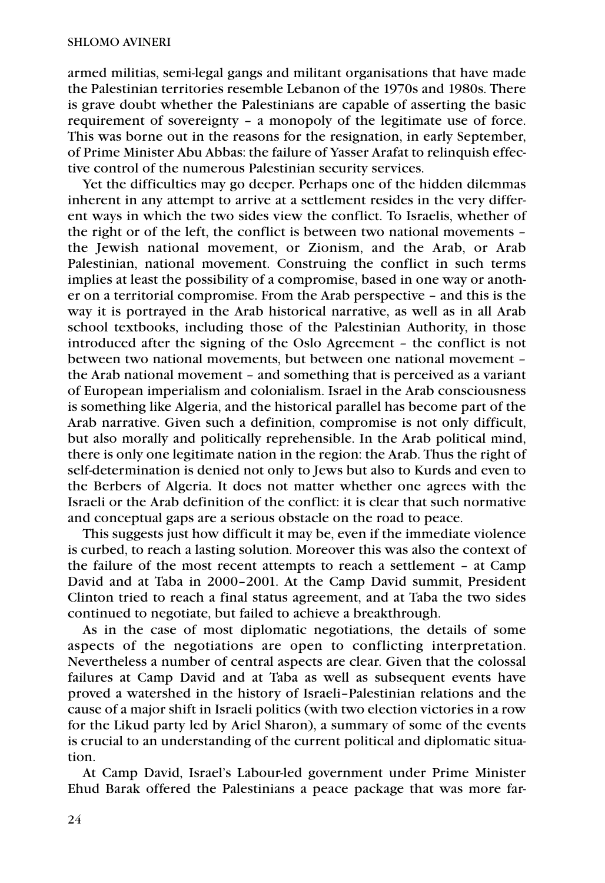armed militias, semi-legal gangs and militant organisations that have made the Palestinian territories resemble Lebanon of the 1970s and 1980s. There is grave doubt whether the Palestinians are capable of asserting the basic requirement of sovereignty – a monopoly of the legitimate use of force. This was borne out in the reasons for the resignation, in early September, of Prime Minister Abu Abbas: the failure of Yasser Arafat to relinquish effective control of the numerous Palestinian security services.

Yet the difficulties may go deeper. Perhaps one of the hidden dilemmas inherent in any attempt to arrive at a settlement resides in the very different ways in which the two sides view the conflict. To Israelis, whether of the right or of the left, the conflict is between two national movements – the Jewish national movement, or Zionism, and the Arab, or Arab Palestinian, national movement. Construing the conflict in such terms implies at least the possibility of a compromise, based in one way or another on a territorial compromise. From the Arab perspective – and this is the way it is portrayed in the Arab historical narrative, as well as in all Arab school textbooks, including those of the Palestinian Authority, in those introduced after the signing of the Oslo Agreement – the conflict is not between two national movements, but between one national movement – the Arab national movement – and something that is perceived as a variant of European imperialism and colonialism. Israel in the Arab consciousness is something like Algeria, and the historical parallel has become part of the Arab narrative. Given such a definition, compromise is not only difficult, but also morally and politically reprehensible. In the Arab political mind, there is only one legitimate nation in the region: the Arab. Thus the right of self-determination is denied not only to Jews but also to Kurds and even to the Berbers of Algeria. It does not matter whether one agrees with the Israeli or the Arab definition of the conflict: it is clear that such normative and conceptual gaps are a serious obstacle on the road to peace.

This suggests just how difficult it may be, even if the immediate violence is curbed, to reach a lasting solution. Moreover this was also the context of the failure of the most recent attempts to reach a settlement – at Camp David and at Taba in 2000–2001. At the Camp David summit, President Clinton tried to reach a final status agreement, and at Taba the two sides continued to negotiate, but failed to achieve a breakthrough.

As in the case of most diplomatic negotiations, the details of some aspects of the negotiations are open to conflicting interpretation. Nevertheless a number of central aspects are clear. Given that the colossal failures at Camp David and at Taba as well as subsequent events have proved a watershed in the history of Israeli–Palestinian relations and the cause of a major shift in Israeli politics (with two election victories in a row for the Likud party led by Ariel Sharon), a summary of some of the events is crucial to an understanding of the current political and diplomatic situation.

At Camp David, Israel's Labour-led government under Prime Minister Ehud Barak offered the Palestinians a peace package that was more far-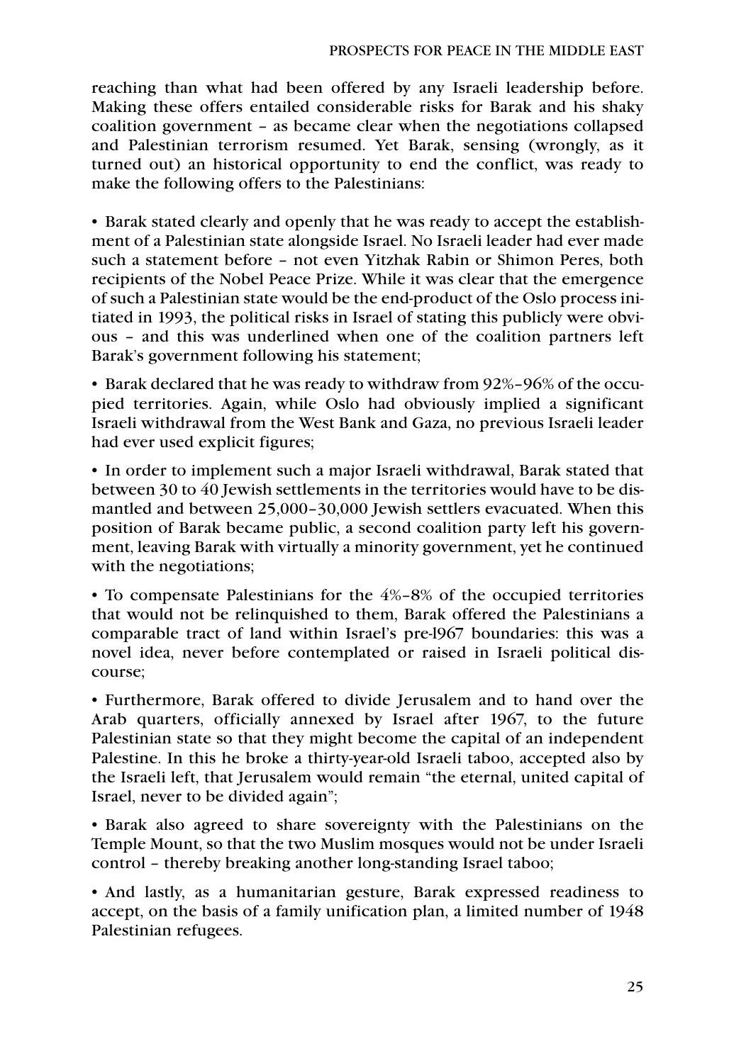reaching than what had been offered by any Israeli leadership before. Making these offers entailed considerable risks for Barak and his shaky coalition government – as became clear when the negotiations collapsed and Palestinian terrorism resumed. Yet Barak, sensing (wrongly, as it turned out) an historical opportunity to end the conflict, was ready to make the following offers to the Palestinians:

- Barak stated clearly and openly that he was ready to accept the establishment of a Palestinian state alongside Israel. No Israeli leader had ever made such a statement before – not even Yitzhak Rabin or Shimon Peres, both recipients of the Nobel Peace Prize. While it was clear that the emergence of such a Palestinian state would be the end-product of the Oslo process initiated in 1993, the political risks in Israel of stating this publicly were obvious – and this was underlined when one of the coalition partners left Barak's government following his statement;

- Barak declared that he was ready to withdraw from 92%–96% of the occupied territories. Again, while Oslo had obviously implied a significant Israeli withdrawal from the West Bank and Gaza, no previous Israeli leader had ever used explicit figures;

- In order to implement such a major Israeli withdrawal, Barak stated that between 30 to 40 Jewish settlements in the territories would have to be dismantled and between 25,000–30,000 Jewish settlers evacuated. When this position of Barak became public, a second coalition party left his government, leaving Barak with virtually a minority government, yet he continued with the negotiations;

- To compensate Palestinians for the 4%–8% of the occupied territories that would not be relinquished to them, Barak offered the Palestinians a comparable tract of land within Israel's pre-1967 boundaries: this was a novel idea, never before contemplated or raised in Israeli political discourse;

- Furthermore, Barak offered to divide Jerusalem and to hand over the Arab quarters, officially annexed by Israel after 1967, to the future Palestinian state so that they might become the capital of an independent Palestine. In this he broke a thirty-year-old Israeli taboo, accepted also by the Israeli left, that Jerusalem would remain "the eternal, united capital of Israel, never to be divided again";

- Barak also agreed to share sovereignty with the Palestinians on the Temple Mount, so that the two Muslim mosques would not be under Israeli control – thereby breaking another long-standing Israel taboo;

- And lastly, as a humanitarian gesture, Barak expressed readiness to accept, on the basis of a family unification plan, a limited number of 1948 Palestinian refugees.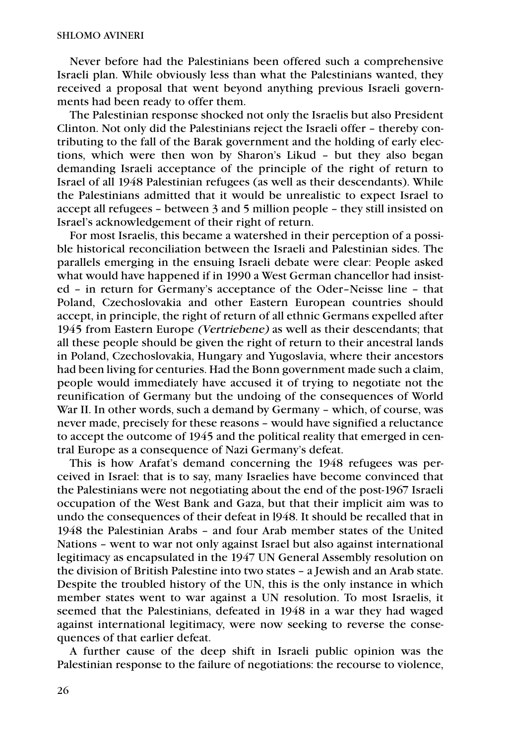Never before had the Palestinians been offered such a comprehensive Israeli plan. While obviously less than what the Palestinians wanted, they received a proposal that went beyond anything previous Israeli governments had been ready to offer them.

The Palestinian response shocked not only the Israelis but also President Clinton. Not only did the Palestinians reject the Israeli offer – thereby contributing to the fall of the Barak government and the holding of early elections, which were then won by Sharon's Likud – but they also began demanding Israeli acceptance of the principle of the right of return to Israel of all 1948 Palestinian refugees (as well as their descendants). While the Palestinians admitted that it would be unrealistic to expect Israel to accept all refugees – between 3 and 5 million people – they still insisted on Israel's acknowledgement of their right of return.

For most Israelis, this became a watershed in their perception of a possible historical reconciliation between the Israeli and Palestinian sides. The parallels emerging in the ensuing Israeli debate were clear: People asked what would have happened if in 1990 a West German chancellor had insisted – in return for Germany's acceptance of the Oder–Neisse line – that Poland, Czechoslovakia and other Eastern European countries should accept, in principle, the right of return of all ethnic Germans expelled after 1945 from Eastern Europe *(Vertriebene)* as well as their descendants; that all these people should be given the right of return to their ancestral lands in Poland, Czechoslovakia, Hungary and Yugoslavia, where their ancestors had been living for centuries. Had the Bonn government made such a claim, people would immediately have accused it of trying to negotiate not the reunification of Germany but the undoing of the consequences of World War II. In other words, such a demand by Germany – which, of course, was never made, precisely for these reasons – would have signified a reluctance to accept the outcome of 1945 and the political reality that emerged in central Europe as a consequence of Nazi Germany's defeat.

This is how Arafat's demand concerning the 1948 refugees was perceived in Israel: that is to say, many Israelies have become convinced that the Palestinians were not negotiating about the end of the post-1967 Israeli occupation of the West Bank and Gaza, but that their implicit aim was to undo the consequences of their defeat in l948. It should be recalled that in 1948 the Palestinian Arabs – and four Arab member states of the United Nations – went to war not only against Israel but also against international legitimacy as encapsulated in the 1947 UN General Assembly resolution on the division of British Palestine into two states – a Jewish and an Arab state. Despite the troubled history of the UN, this is the only instance in which member states went to war against a UN resolution. To most Israelis, it seemed that the Palestinians, defeated in 1948 in a war they had waged against international legitimacy, were now seeking to reverse the consequences of that earlier defeat.

A further cause of the deep shift in Israeli public opinion was the Palestinian response to the failure of negotiations: the recourse to violence,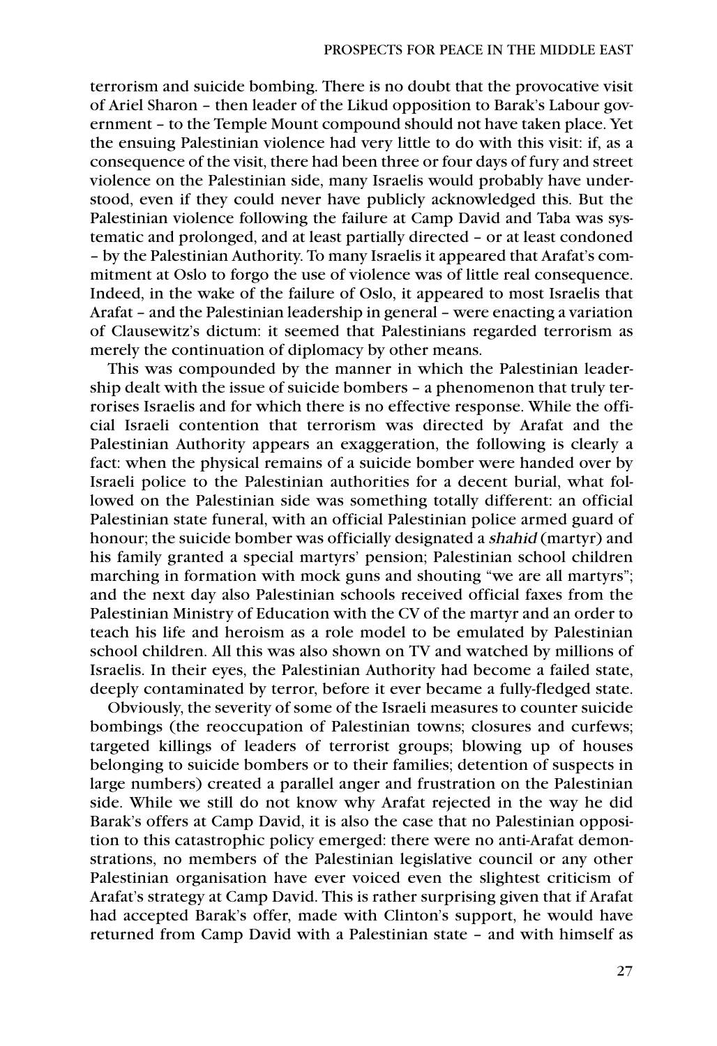terrorism and suicide bombing. There is no doubt that the provocative visit of Ariel Sharon – then leader of the Likud opposition to Barak's Labour government – to the Temple Mount compound should not have taken place. Yet the ensuing Palestinian violence had very little to do with this visit: if, as a consequence of the visit, there had been three or four days of fury and street violence on the Palestinian side, many Israelis would probably have understood, even if they could never have publicly acknowledged this. But the Palestinian violence following the failure at Camp David and Taba was systematic and prolonged, and at least partially directed – or at least condoned – by the Palestinian Authority. To many Israelis it appeared that Arafat's commitment at Oslo to forgo the use of violence was of little real consequence. Indeed, in the wake of the failure of Oslo, it appeared to most Israelis that Arafat – and the Palestinian leadership in general – were enacting a variation of Clausewitz's dictum: it seemed that Palestinians regarded terrorism as merely the continuation of diplomacy by other means.

This was compounded by the manner in which the Palestinian leadership dealt with the issue of suicide bombers – a phenomenon that truly terrorises Israelis and for which there is no effective response. While the official Israeli contention that terrorism was directed by Arafat and the Palestinian Authority appears an exaggeration, the following is clearly a fact: when the physical remains of a suicide bomber were handed over by Israeli police to the Palestinian authorities for a decent burial, what followed on the Palestinian side was something totally different: an official Palestinian state funeral, with an official Palestinian police armed guard of honour; the suicide bomber was officially designated a *shahid* (martyr) and his family granted a special martyrs' pension; Palestinian school children marching in formation with mock guns and shouting "we are all martyrs"; and the next day also Palestinian schools received official faxes from the Palestinian Ministry of Education with the CV of the martyr and an order to teach his life and heroism as a role model to be emulated by Palestinian school children. All this was also shown on TV and watched by millions of Israelis. In their eyes, the Palestinian Authority had become a failed state, deeply contaminated by terror, before it ever became a fully-fledged state.

Obviously, the severity of some of the Israeli measures to counter suicide bombings (the reoccupation of Palestinian towns; closures and curfews; targeted killings of leaders of terrorist groups; blowing up of houses belonging to suicide bombers or to their families; detention of suspects in large numbers) created a parallel anger and frustration on the Palestinian side. While we still do not know why Arafat rejected in the way he did Barak's offers at Camp David, it is also the case that no Palestinian opposition to this catastrophic policy emerged: there were no anti-Arafat demonstrations, no members of the Palestinian legislative council or any other Palestinian organisation have ever voiced even the slightest criticism of Arafat's strategy at Camp David. This is rather surprising given that if Arafat had accepted Barak's offer, made with Clinton's support, he would have returned from Camp David with a Palestinian state – and with himself as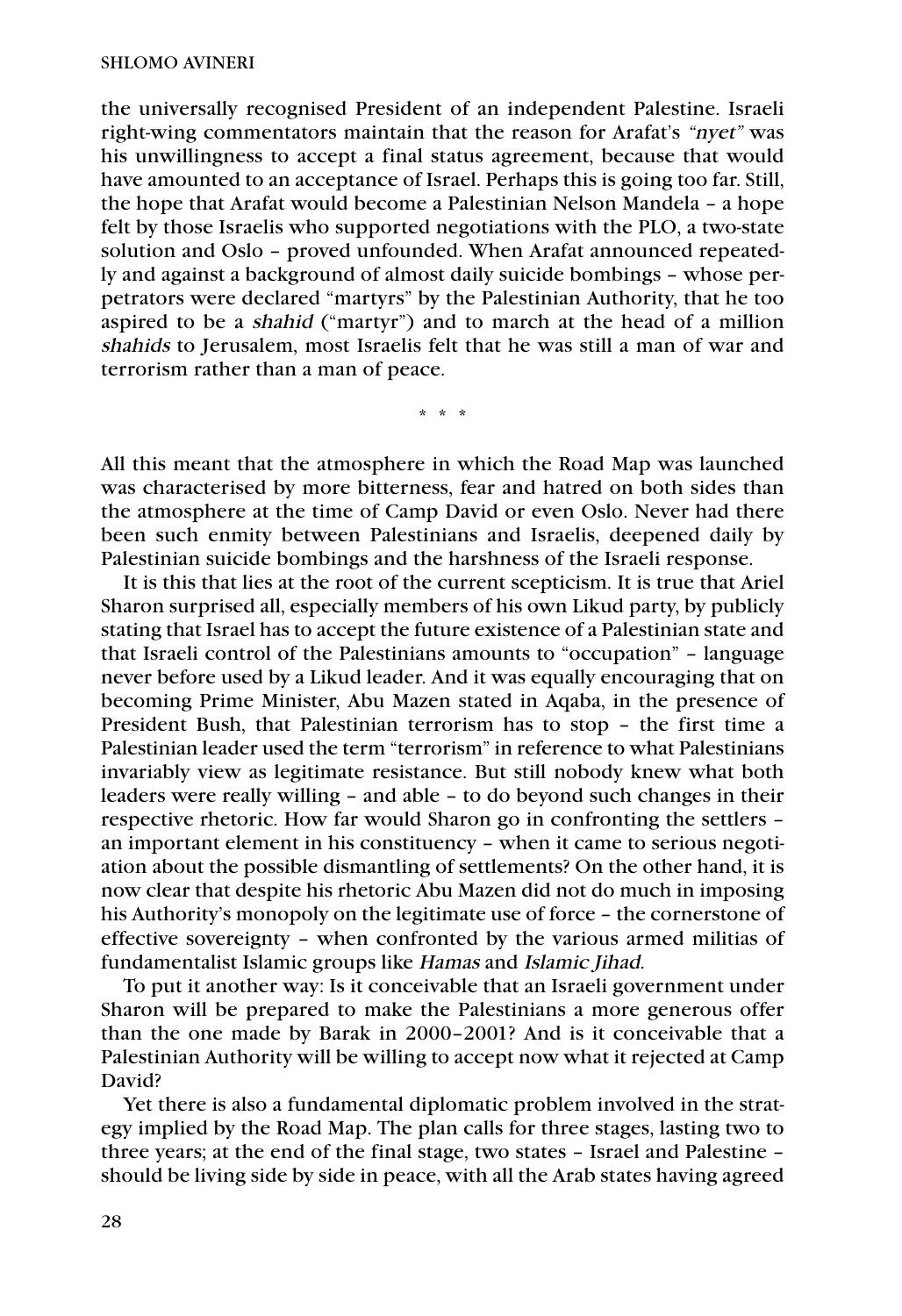the universally recognised President of an independent Palestine. Israeli right-wing commentators maintain that the reason for Arafat's *"nyet"* was his unwillingness to accept a final status agreement, because that would have amounted to an acceptance of Israel. Perhaps this is going too far. Still, the hope that Arafat would become a Palestinian Nelson Mandela – a hope felt by those Israelis who supported negotiations with the PLO, a two-state solution and Oslo – proved unfounded. When Arafat announced repeatedly and against a background of almost daily suicide bombings – whose perpetrators were declared "martyrs" by the Palestinian Authority, that he too aspired to be a *shahid* ("martyr") and to march at the head of a million *shahids* to Jerusalem, most Israelis felt that he was still a man of war and terrorism rather than a man of peace.

\* \* \*

All this meant that the atmosphere in which the Road Map was launched was characterised by more bitterness, fear and hatred on both sides than the atmosphere at the time of Camp David or even Oslo. Never had there been such enmity between Palestinians and Israelis, deepened daily by Palestinian suicide bombings and the harshness of the Israeli response.

It is this that lies at the root of the current scepticism. It is true that Ariel Sharon surprised all, especially members of his own Likud party, by publicly stating that Israel has to accept the future existence of a Palestinian state and that Israeli control of the Palestinians amounts to "occupation" – language never before used by a Likud leader. And it was equally encouraging that on becoming Prime Minister, Abu Mazen stated in Aqaba, in the presence of President Bush, that Palestinian terrorism has to stop – the first time a Palestinian leader used the term "terrorism" in reference to what Palestinians invariably view as legitimate resistance. But still nobody knew what both leaders were really willing – and able – to do beyond such changes in their respective rhetoric. How far would Sharon go in confronting the settlers – an important element in his constituency – when it came to serious negotiation about the possible dismantling of settlements? On the other hand, it is now clear that despite his rhetoric Abu Mazen did not do much in imposing his Authority's monopoly on the legitimate use of force – the cornerstone of effective sovereignty – when confronted by the various armed militias of fundamentalist Islamic groups like *Hamas* and *Islamic Jihad*.

To put it another way: Is it conceivable that an Israeli government under Sharon will be prepared to make the Palestinians a more generous offer than the one made by Barak in 2000–2001? And is it conceivable that a Palestinian Authority will be willing to accept now what it rejected at Camp David?

Yet there is also a fundamental diplomatic problem involved in the strategy implied by the Road Map. The plan calls for three stages, lasting two to three years; at the end of the final stage, two states – Israel and Palestine – should be living side by side in peace, with all the Arab states having agreed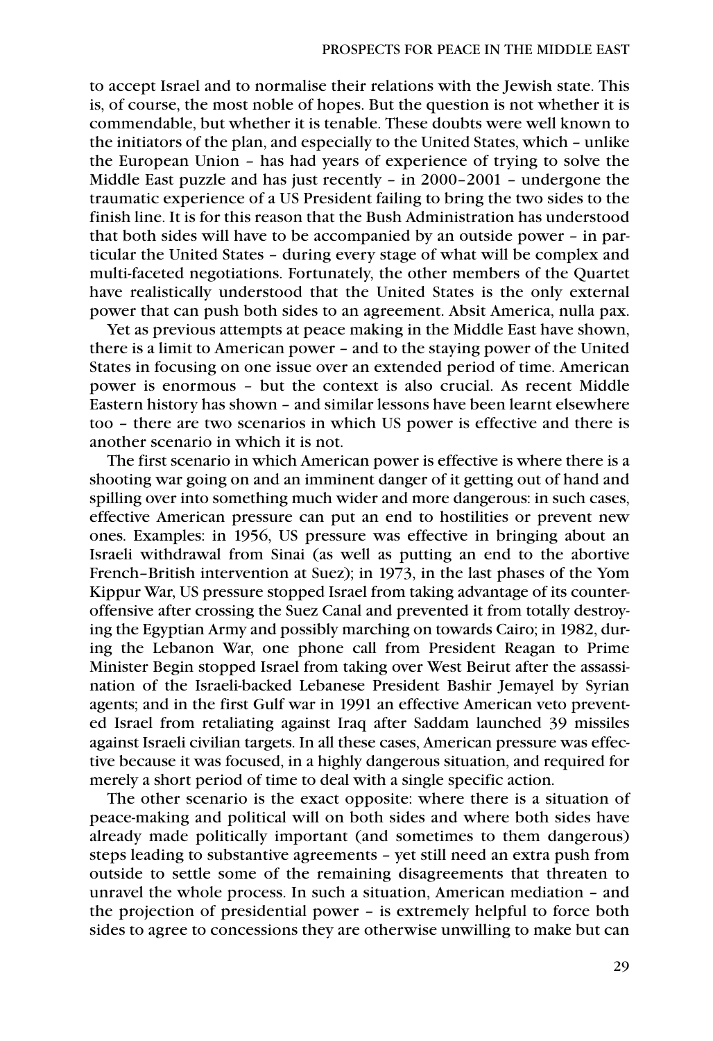to accept Israel and to normalise their relations with the Jewish state. This is, of course, the most noble of hopes. But the question is not whether it is commendable, but whether it is tenable. These doubts were well known to the initiators of the plan, and especially to the United States, which – unlike the European Union – has had years of experience of trying to solve the Middle East puzzle and has just recently – in 2000–2001 – undergone the traumatic experience of a US President failing to bring the two sides to the finish line. It is for this reason that the Bush Administration has understood that both sides will have to be accompanied by an outside power – in particular the United States – during every stage of what will be complex and multi-faceted negotiations. Fortunately, the other members of the Quartet have realistically understood that the United States is the only external power that can push both sides to an agreement. Absit America, nulla pax.

Yet as previous attempts at peace making in the Middle East have shown, there is a limit to American power – and to the staying power of the United States in focusing on one issue over an extended period of time. American power is enormous – but the context is also crucial. As recent Middle Eastern history has shown – and similar lessons have been learnt elsewhere too – there are two scenarios in which US power is effective and there is another scenario in which it is not.

The first scenario in which American power is effective is where there is a shooting war going on and an imminent danger of it getting out of hand and spilling over into something much wider and more dangerous: in such cases, effective American pressure can put an end to hostilities or prevent new ones. Examples: in 1956, US pressure was effective in bringing about an Israeli withdrawal from Sinai (as well as putting an end to the abortive French–British intervention at Suez); in 1973, in the last phases of the Yom Kippur War, US pressure stopped Israel from taking advantage of its counter-offensive after crossing the Suez Canal and prevented it from totally destroying the Egyptian Army and possibly marching on towards Cairo; in 1982, during the Lebanon War, one phone call from President Reagan to Prime Minister Begin stopped Israel from taking over West Beirut after the assassination of the Israeli-backed Lebanese President Bashir Jemayel by Syrian agents; and in the first Gulf war in 1991 an effective American veto prevented Israel from retaliating against Iraq after Saddam launched 39 missiles against Israeli civilian targets. In all these cases, American pressure was effective because it was focused, in a highly dangerous situation, and required for merely a short period of time to deal with a single specific action.

The other scenario is the exact opposite: where there is a situation of peace-making and political will on both sides and where both sides have already made politically important (and sometimes to them dangerous) steps leading to substantive agreements – yet still need an extra push from outside to settle some of the remaining disagreements that threaten to unravel the whole process. In such a situation, American mediation – and the projection of presidential power – is extremely helpful to force both sides to agree to concessions they are otherwise unwilling to make but can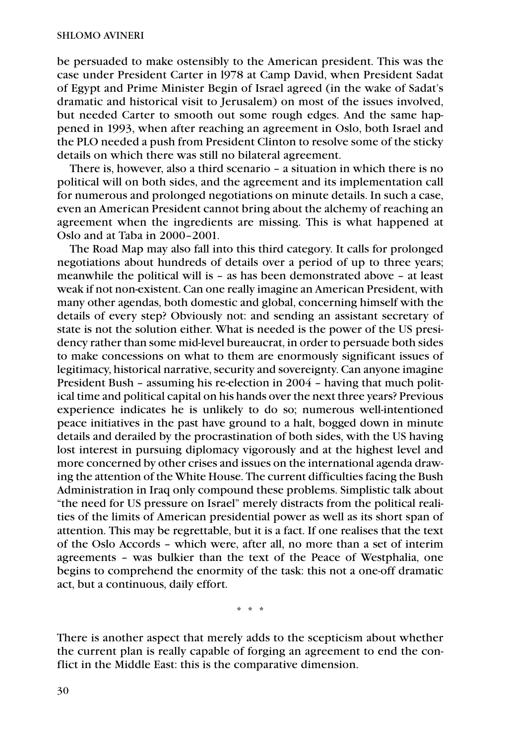be persuaded to make ostensibly to the American president. This was the case under President Carter in l978 at Camp David, when President Sadat of Egypt and Prime Minister Begin of Israel agreed (in the wake of Sadat's dramatic and historical visit to Jerusalem) on most of the issues involved, but needed Carter to smooth out some rough edges. And the same happened in 1993, when after reaching an agreement in Oslo, both Israel and the PLO needed a push from President Clinton to resolve some of the sticky details on which there was still no bilateral agreement.

There is, however, also a third scenario – a situation in which there is no political will on both sides, and the agreement and its implementation call for numerous and prolonged negotiations on minute details. In such a case, even an American President cannot bring about the alchemy of reaching an agreement when the ingredients are missing. This is what happened at Oslo and at Taba in 2000–2001.

The Road Map may also fall into this third category. It calls for prolonged negotiations about hundreds of details over a period of up to three years; meanwhile the political will is – as has been demonstrated above – at least weak if not non-existent. Can one really imagine an American President, with many other agendas, both domestic and global, concerning himself with the details of every step? Obviously not: and sending an assistant secretary of state is not the solution either. What is needed is the power of the US presidency rather than some mid-level bureaucrat, in order to persuade both sides to make concessions on what to them are enormously significant issues of legitimacy, historical narrative, security and sovereignty. Can anyone imagine President Bush – assuming his re-election in 2004 – having that much political time and political capital on his hands over the next three years? Previous experience indicates he is unlikely to do so; numerous well-intentioned peace initiatives in the past have ground to a halt, bogged down in minute details and derailed by the procrastination of both sides, with the US having lost interest in pursuing diplomacy vigorously and at the highest level and more concerned by other crises and issues on the international agenda drawing the attention of the White House. The current difficulties facing the Bush Administration in Iraq only compound these problems. Simplistic talk about "the need for US pressure on Israel" merely distracts from the political realities of the limits of American presidential power as well as its short span of attention. This may be regrettable, but it is a fact. If one realises that the text of the Oslo Accords – which were, after all, no more than a set of interim agreements – was bulkier than the text of the Peace of Westphalia, one begins to comprehend the enormity of the task: this not a one-off dramatic act, but a continuous, daily effort.

\* \* \*

There is another aspect that merely adds to the scepticism about whether the current plan is really capable of forging an agreement to end the conflict in the Middle East: this is the comparative dimension.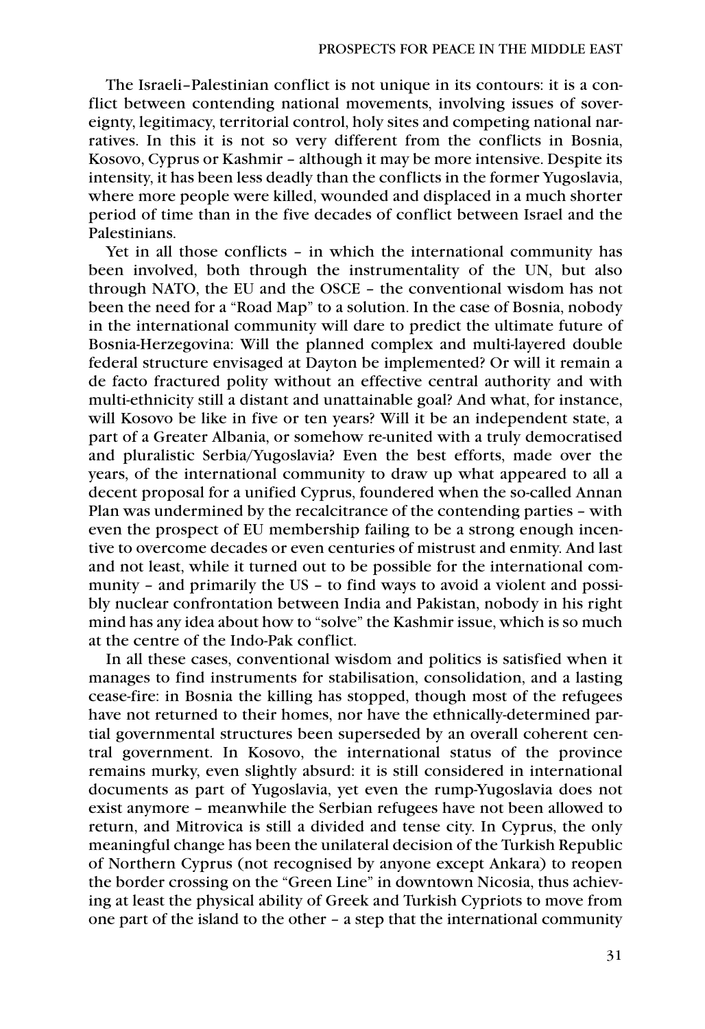The Israeli–Palestinian conflict is not unique in its contours: it is a conflict between contending national movements, involving issues of sovereignty, legitimacy, territorial control, holy sites and competing national narratives. In this it is not so very different from the conflicts in Bosnia, Kosovo, Cyprus or Kashmir – although it may be more intensive. Despite its intensity, it has been less deadly than the conflicts in the former Yugoslavia, where more people were killed, wounded and displaced in a much shorter period of time than in the five decades of conflict between Israel and the Palestinians.

Yet in all those conflicts – in which the international community has been involved, both through the instrumentality of the UN, but also through NATO, the EU and the OSCE – the conventional wisdom has not been the need for a "Road Map" to a solution. In the case of Bosnia, nobody in the international community will dare to predict the ultimate future of Bosnia-Herzegovina: Will the planned complex and multi-layered double federal structure envisaged at Dayton be implemented? Or will it remain a de facto fractured polity without an effective central authority and with multi-ethnicity still a distant and unattainable goal? And what, for instance, will Kosovo be like in five or ten years? Will it be an independent state, a part of a Greater Albania, or somehow re-united with a truly democratised and pluralistic Serbia/Yugoslavia? Even the best efforts, made over the years, of the international community to draw up what appeared to all a decent proposal for a unified Cyprus, foundered when the so-called Annan Plan was undermined by the recalcitrance of the contending parties – with even the prospect of EU membership failing to be a strong enough incentive to overcome decades or even centuries of mistrust and enmity. And last and not least, while it turned out to be possible for the international community – and primarily the US – to find ways to avoid a violent and possibly nuclear confrontation between India and Pakistan, nobody in his right mind has any idea about how to "solve" the Kashmir issue, which is so much at the centre of the Indo-Pak conflict.

In all these cases, conventional wisdom and politics is satisfied when it manages to find instruments for stabilisation, consolidation, and a lasting cease-fire: in Bosnia the killing has stopped, though most of the refugees have not returned to their homes, nor have the ethnically-determined partial governmental structures been superseded by an overall coherent central government. In Kosovo, the international status of the province remains murky, even slightly absurd: it is still considered in international documents as part of Yugoslavia, yet even the rump-Yugoslavia does not exist anymore – meanwhile the Serbian refugees have not been allowed to return, and Mitrovica is still a divided and tense city. In Cyprus, the only meaningful change has been the unilateral decision of the Turkish Republic of Northern Cyprus (not recognised by anyone except Ankara) to reopen the border crossing on the "Green Line" in downtown Nicosia, thus achieving at least the physical ability of Greek and Turkish Cypriots to move from one part of the island to the other – a step that the international community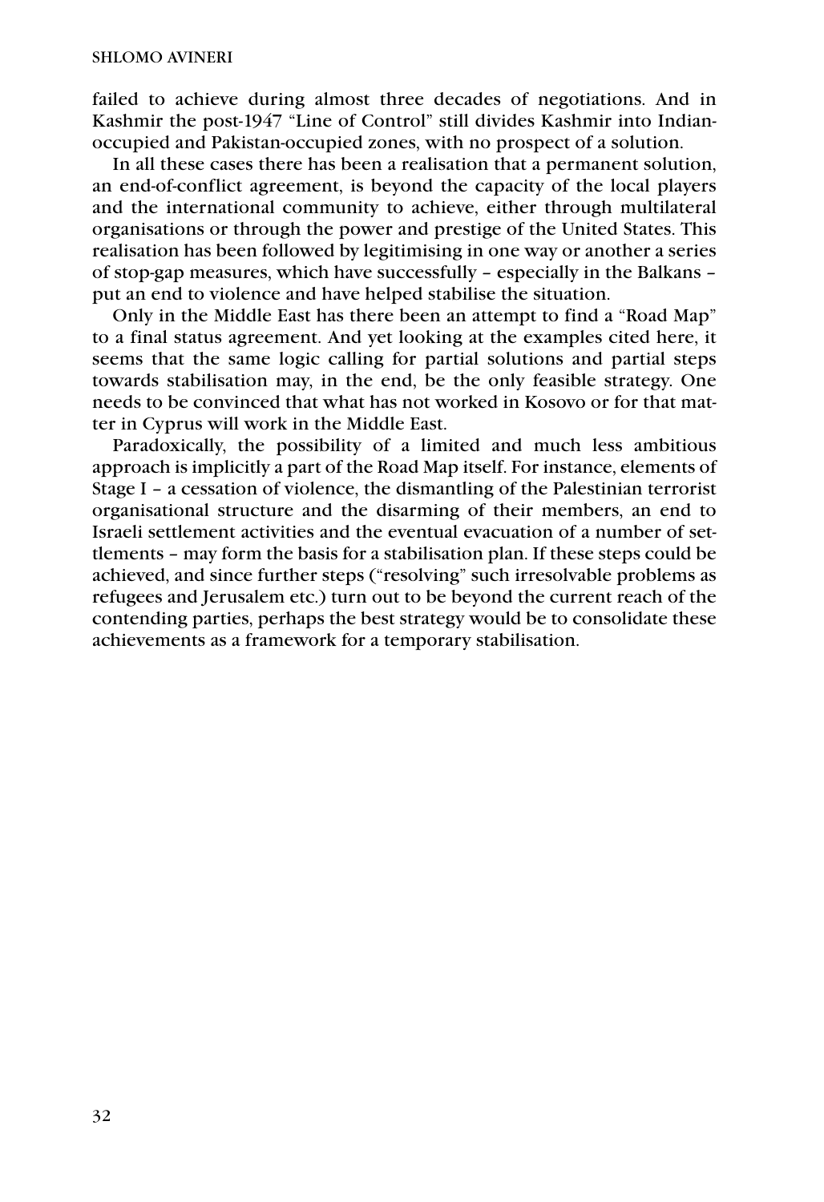failed to achieve during almost three decades of negotiations. And in Kashmir the post-1947 "Line of Control" still divides Kashmir into Indian-occupied and Pakistan-occupied zones, with no prospect of a solution.

In all these cases there has been a realisation that a permanent solution, an end-of-conflict agreement, is beyond the capacity of the local players and the international community to achieve, either through multilateral organisations or through the power and prestige of the United States. This realisation has been followed by legitimising in one way or another a series of stop-gap measures, which have successfully – especially in the Balkans – put an end to violence and have helped stabilise the situation.

Only in the Middle East has there been an attempt to find a "Road Map" to a final status agreement. And yet looking at the examples cited here, it seems that the same logic calling for partial solutions and partial steps towards stabilisation may, in the end, be the only feasible strategy. One needs to be convinced that what has not worked in Kosovo or for that matter in Cyprus will work in the Middle East.

Paradoxically, the possibility of a limited and much less ambitious approach is implicitly a part of the Road Map itself. For instance, elements of Stage I – a cessation of violence, the dismantling of the Palestinian terrorist organisational structure and the disarming of their members, an end to Israeli settlement activities and the eventual evacuation of a number of settlements – may form the basis for a stabilisation plan. If these steps could be achieved, and since further steps ("resolving" such irresolvable problems as refugees and Jerusalem etc.) turn out to be beyond the current reach of the contending parties, perhaps the best strategy would be to consolidate these achievements as a framework for a temporary stabilisation.